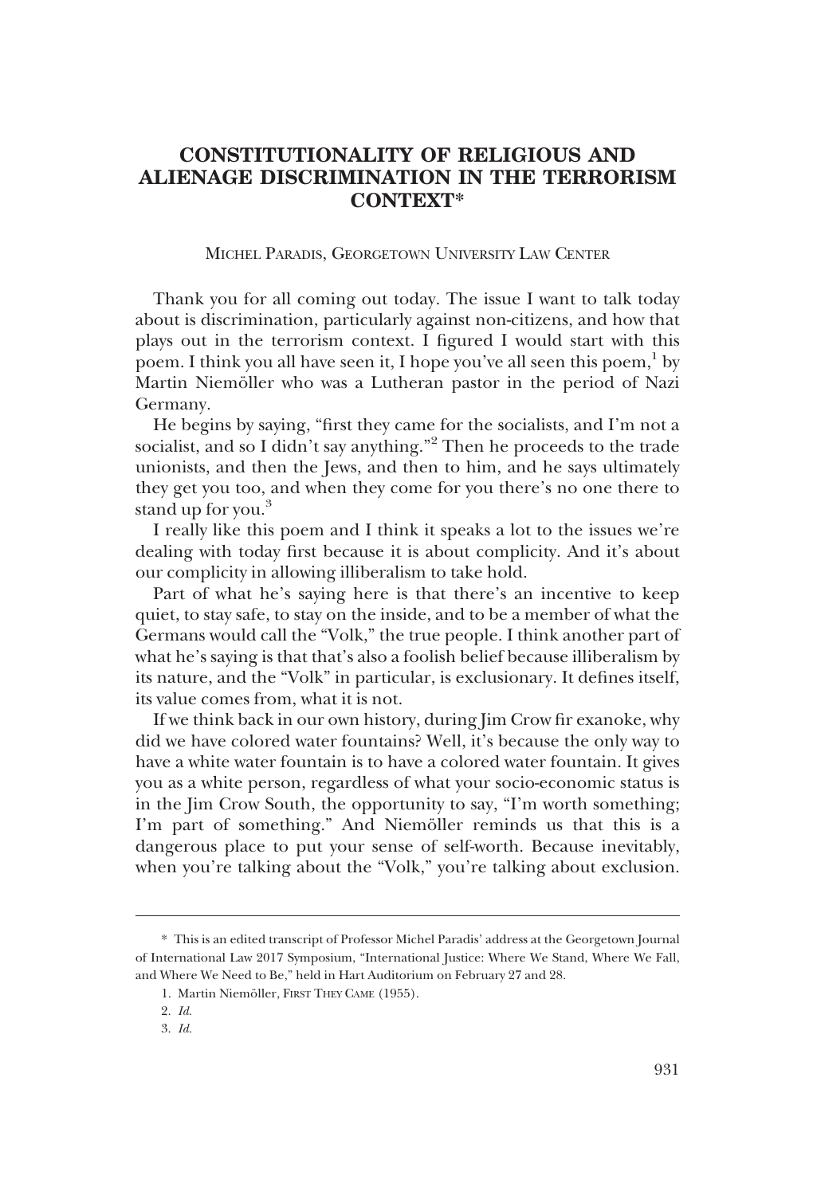# CONSTITUTIONALITY OF RELIGIOUS AND ALIENAGE DISCRIMINATION IN THE TERRORISM CONTEXT*

MICHEL PARADIS, GEORGETOWN UNIVERSITY LAW CENTER

Thank you for all coming out today. The issue I want to talk today about is discrimination, particularly against non-citizens, and how that plays out in the terrorism context. I figured I would start with this poem. I think you all have seen it, I hope you've all seen this poem,[1] by Martin Niemöller who was a Lutheran pastor in the period of Nazi Germany.

He begins by saying, "first they came for the socialists, and I'm not a socialist, and so I didn't say anything."[2] Then he proceeds to the trade unionists, and then the Jews, and then to him, and he says ultimately they get you too, and when they come for you there's no one there to stand up for you.[3]

I really like this poem and I think it speaks a lot to the issues we're dealing with today first because it is about complicity. And it's about our complicity in allowing illiberalism to take hold.

Part of what he's saying here is that there's an incentive to keep quiet, to stay safe, to stay on the inside, and to be a member of what the Germans would call the "Volk," the true people. I think another part of what he's saying is that that's also a foolish belief because illiberalism by its nature, and the "Volk" in particular, is exclusionary. It defines itself, its value comes from, what it is not.

If we think back in our own history, during Jim Crow fir exanoke, why did we have colored water fountains? Well, it's because the only way to have a white water fountain is to have a colored water fountain. It gives you as a white person, regardless of what your socio-economic status is in the Jim Crow South, the opportunity to say, "I'm worth something; I'm part of something." And Niemöller reminds us that this is a dangerous place to put your sense of self-worth. Because inevitably, when you're talking about the "Volk," you're talking about exclusion.

---

\* This is an edited transcript of Professor Michel Paradis' address at the Georgetown Journal of International Law 2017 Symposium, "International Justice: Where We Stand, Where We Fall, and Where We Need to Be," held in Hart Auditorium on February 27 and 28.

1. Martin Niemöller, FIRST THEY CAME (1955).

2. *Id.*

3. *Id.*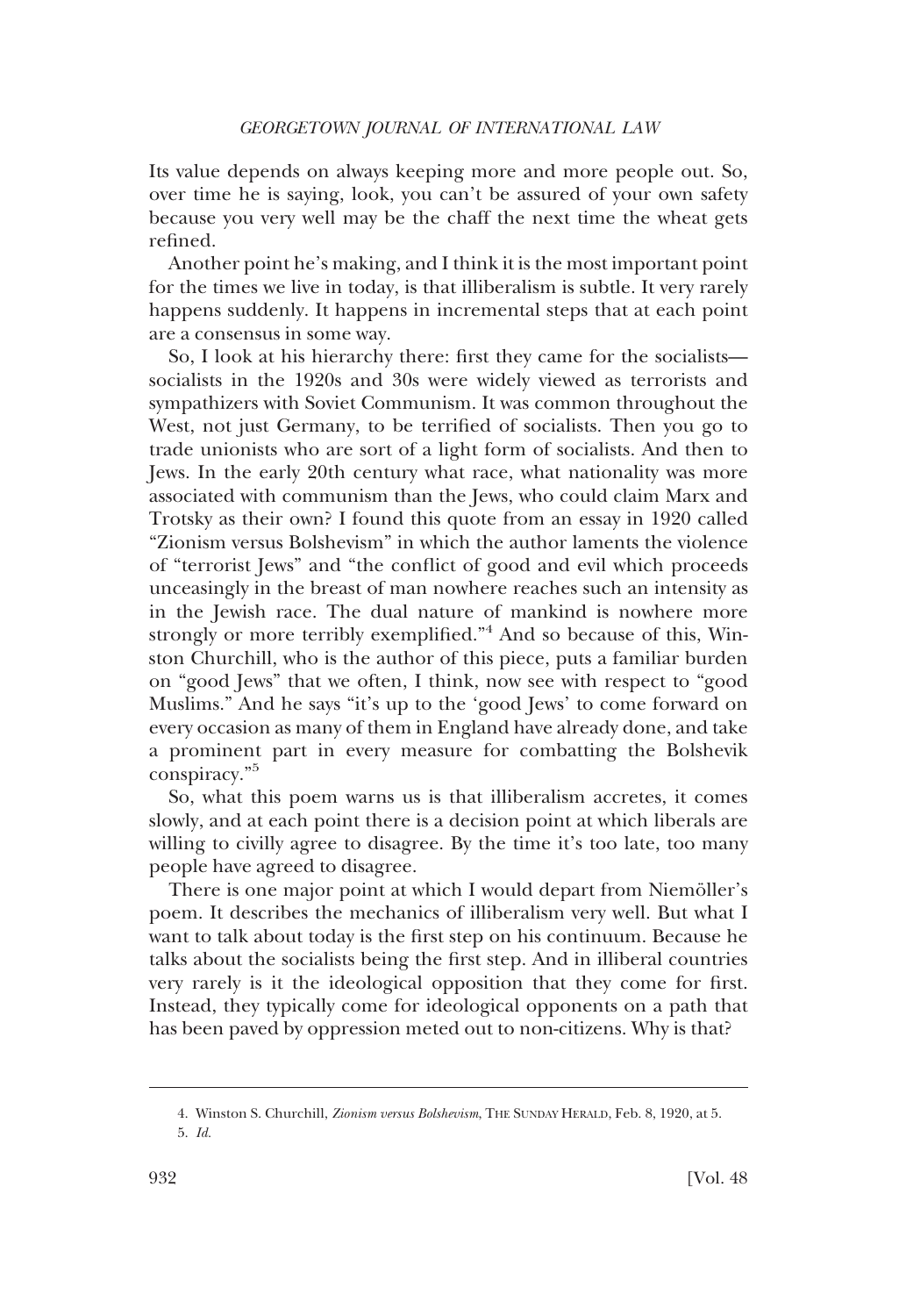Its value depends on always keeping more and more people out. So, over time he is saying, look, you can't be assured of your own safety because you very well may be the chaff the next time the wheat gets refined.

Another point he's making, and I think it is the most important point for the times we live in today, is that illiberalism is subtle. It very rarely happens suddenly. It happens in incremental steps that at each point are a consensus in some way.

So, I look at his hierarchy there: first they came for the socialists—socialists in the 1920s and 30s were widely viewed as terrorists and sympathizers with Soviet Communism. It was common throughout the West, not just Germany, to be terrified of socialists. Then you go to trade unionists who are sort of a light form of socialists. And then to Jews. In the early 20th century what race, what nationality was more associated with communism than the Jews, who could claim Marx and Trotsky as their own? I found this quote from an essay in 1920 called "Zionism versus Bolshevism" in which the author laments the violence of "terrorist Jews" and "the conflict of good and evil which proceeds unceasingly in the breast of man nowhere reaches such an intensity as in the Jewish race. The dual nature of mankind is nowhere more strongly or more terribly exemplified."[4] And so because of this, Winston Churchill, who is the author of this piece, puts a familiar burden on "good Jews" that we often, I think, now see with respect to "good Muslims." And he says "it's up to the 'good Jews' to come forward on every occasion as many of them in England have already done, and take a prominent part in every measure for combatting the Bolshevik conspiracy."[5]

So, what this poem warns us is that illiberalism accretes, it comes slowly, and at each point there is a decision point at which liberals are willing to civilly agree to disagree. By the time it's too late, too many people have agreed to disagree.

There is one major point at which I would depart from Niemöller's poem. It describes the mechanics of illiberalism very well. But what I want to talk about today is the first step on his continuum. Because he talks about the socialists being the first step. And in illiberal countries very rarely is it the ideological opposition that they come for first. Instead, they typically come for ideological opponents on a path that has been paved by oppression meted out to non-citizens. Why is that?

---

4. Winston S. Churchill, *Zionism versus Bolshevism*, THE SUNDAY HERALD, Feb. 8, 1920, at 5.

5. *Id.*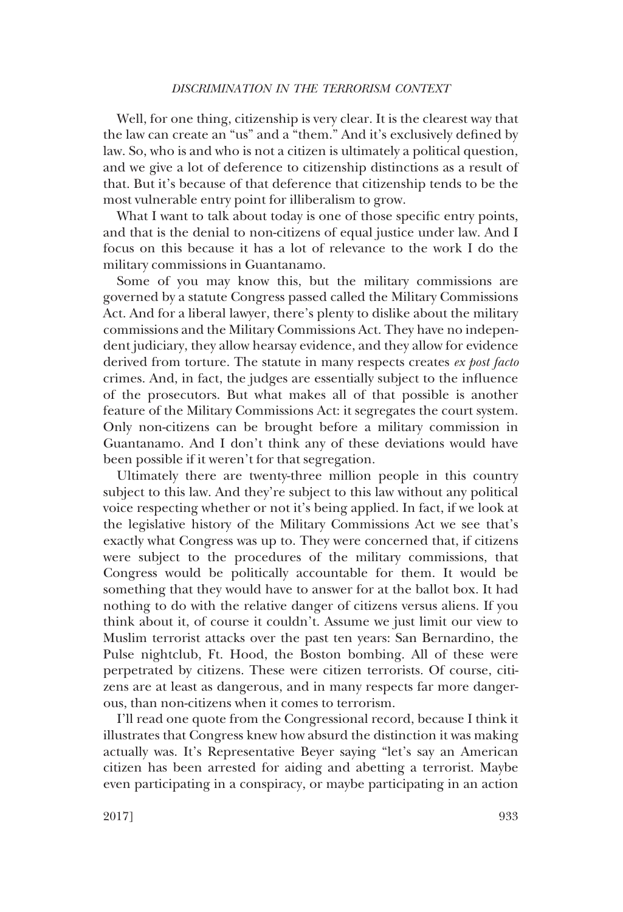Well, for one thing, citizenship is very clear. It is the clearest way that the law can create an "us" and a "them." And it's exclusively defined by law. So, who is and who is not a citizen is ultimately a political question, and we give a lot of deference to citizenship distinctions as a result of that. But it's because of that deference that citizenship tends to be the most vulnerable entry point for illiberalism to grow.

What I want to talk about today is one of those specific entry points, and that is the denial to non-citizens of equal justice under law. And I focus on this because it has a lot of relevance to the work I do the military commissions in Guantanamo.

Some of you may know this, but the military commissions are governed by a statute Congress passed called the Military Commissions Act. And for a liberal lawyer, there's plenty to dislike about the military commissions and the Military Commissions Act. They have no independent judiciary, they allow hearsay evidence, and they allow for evidence derived from torture. The statute in many respects creates *ex post facto* crimes. And, in fact, the judges are essentially subject to the influence of the prosecutors. But what makes all of that possible is another feature of the Military Commissions Act: it segregates the court system. Only non-citizens can be brought before a military commission in Guantanamo. And I don't think any of these deviations would have been possible if it weren't for that segregation.

Ultimately there are twenty-three million people in this country subject to this law. And they're subject to this law without any political voice respecting whether or not it's being applied. In fact, if we look at the legislative history of the Military Commissions Act we see that's exactly what Congress was up to. They were concerned that, if citizens were subject to the procedures of the military commissions, that Congress would be politically accountable for them. It would be something that they would have to answer for at the ballot box. It had nothing to do with the relative danger of citizens versus aliens. If you think about it, of course it couldn't. Assume we just limit our view to Muslim terrorist attacks over the past ten years: San Bernardino, the Pulse nightclub, Ft. Hood, the Boston bombing. All of these were perpetrated by citizens. These were citizen terrorists. Of course, citizens are at least as dangerous, and in many respects far more dangerous, than non-citizens when it comes to terrorism.

I'll read one quote from the Congressional record, because I think it illustrates that Congress knew how absurd the distinction it was making actually was. It's Representative Beyer saying "let's say an American citizen has been arrested for aiding and abetting a terrorist. Maybe even participating in a conspiracy, or maybe participating in an action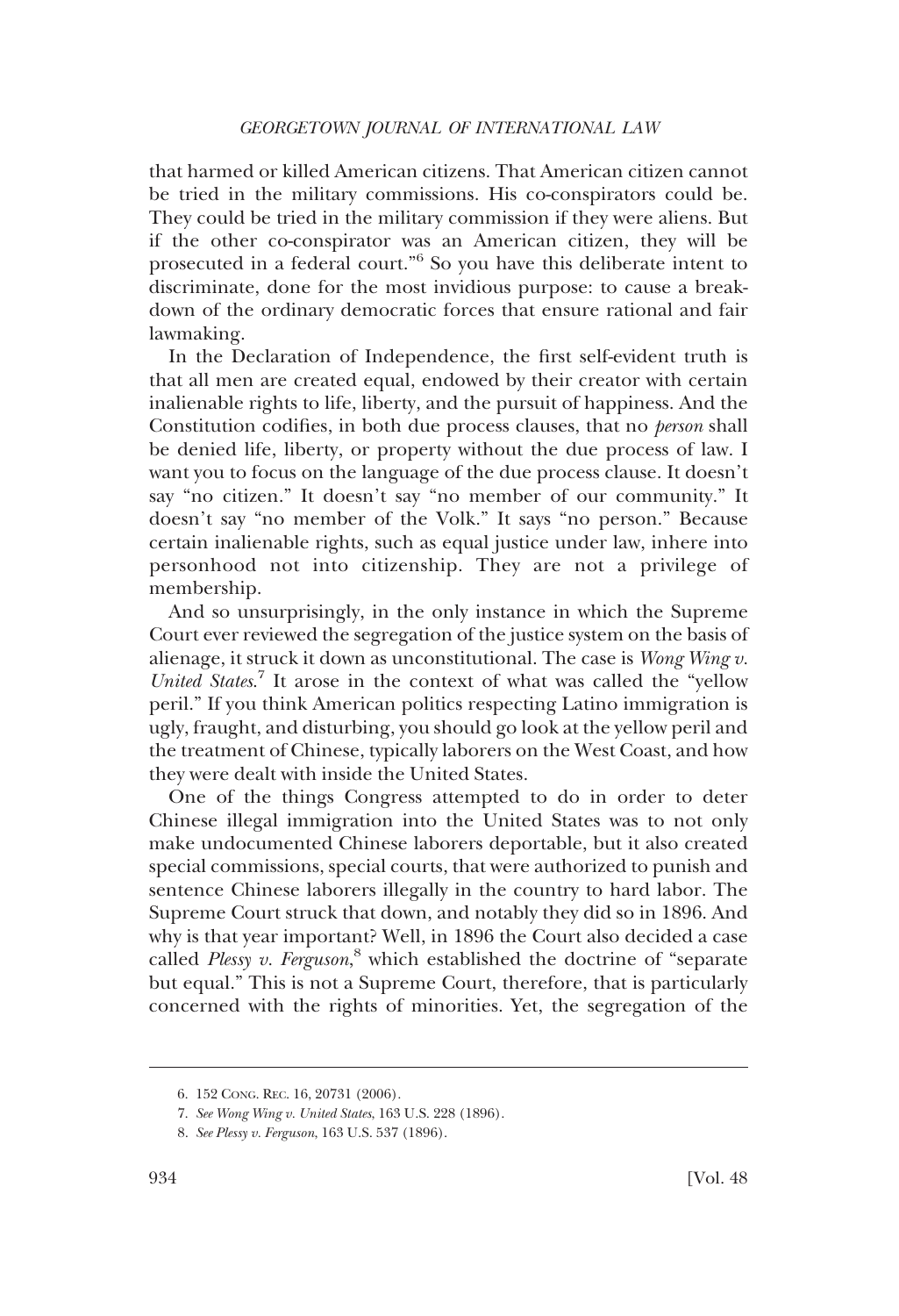that harmed or killed American citizens. That American citizen cannot be tried in the military commissions. His co-conspirators could be. They could be tried in the military commission if they were aliens. But if the other co-conspirator was an American citizen, they will be prosecuted in a federal court."[6] So you have this deliberate intent to discriminate, done for the most invidious purpose: to cause a breakdown of the ordinary democratic forces that ensure rational and fair lawmaking.

In the Declaration of Independence, the first self-evident truth is that all men are created equal, endowed by their creator with certain inalienable rights to life, liberty, and the pursuit of happiness. And the Constitution codifies, in both due process clauses, that no *person* shall be denied life, liberty, or property without the due process of law. I want you to focus on the language of the due process clause. It doesn't say "no citizen." It doesn't say "no member of our community." It doesn't say "no member of the Volk." It says "no person." Because certain inalienable rights, such as equal justice under law, inhere into personhood not into citizenship. They are not a privilege of membership.

And so unsurprisingly, in the only instance in which the Supreme Court ever reviewed the segregation of the justice system on the basis of alienage, it struck it down as unconstitutional. The case is *Wong Wing v. United States*.[7] It arose in the context of what was called the "yellow peril." If you think American politics respecting Latino immigration is ugly, fraught, and disturbing, you should go look at the yellow peril and the treatment of Chinese, typically laborers on the West Coast, and how they were dealt with inside the United States.

One of the things Congress attempted to do in order to deter Chinese illegal immigration into the United States was to not only make undocumented Chinese laborers deportable, but it also created special commissions, special courts, that were authorized to punish and sentence Chinese laborers illegally in the country to hard labor. The Supreme Court struck that down, and notably they did so in 1896. And why is that year important? Well, in 1896 the Court also decided a case called *Plessy v. Ferguson*,[8] which established the doctrine of "separate but equal." This is not a Supreme Court, therefore, that is particularly concerned with the rights of minorities. Yet, the segregation of the

---

6. 152 CONG. REC. 16, 20731 (2006).

7. *See Wong Wing v. United States*, 163 U.S. 228 (1896).

8. *See Plessy v. Ferguson*, 163 U.S. 537 (1896).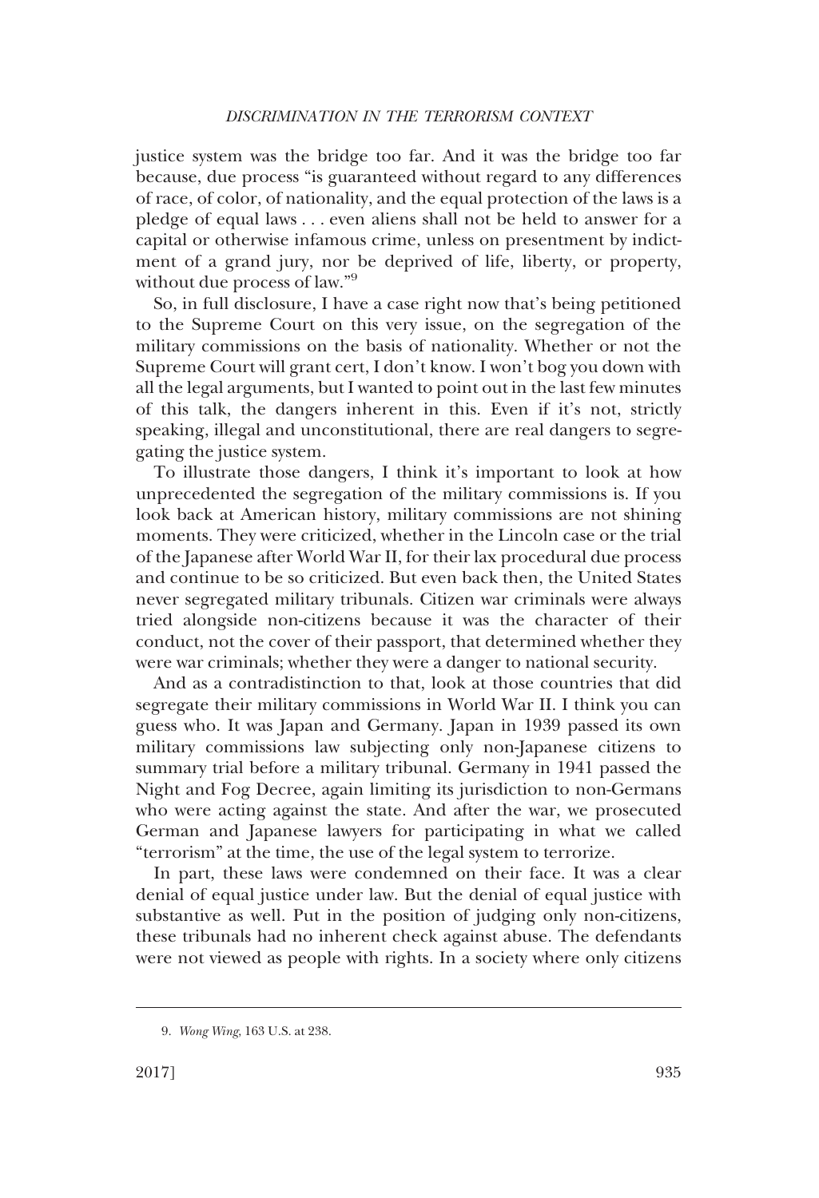justice system was the bridge too far. And it was the bridge too far because, due process "is guaranteed without regard to any differences of race, of color, of nationality, and the equal protection of the laws is a pledge of equal laws . . . even aliens shall not be held to answer for a capital or otherwise infamous crime, unless on presentment by indictment of a grand jury, nor be deprived of life, liberty, or property, without due process of law."[9]

So, in full disclosure, I have a case right now that's being petitioned to the Supreme Court on this very issue, on the segregation of the military commissions on the basis of nationality. Whether or not the Supreme Court will grant cert, I don't know. I won't bog you down with all the legal arguments, but I wanted to point out in the last few minutes of this talk, the dangers inherent in this. Even if it's not, strictly speaking, illegal and unconstitutional, there are real dangers to segregating the justice system.

To illustrate those dangers, I think it's important to look at how unprecedented the segregation of the military commissions is. If you look back at American history, military commissions are not shining moments. They were criticized, whether in the Lincoln case or the trial of the Japanese after World War II, for their lax procedural due process and continue to be so criticized. But even back then, the United States never segregated military tribunals. Citizen war criminals were always tried alongside non-citizens because it was the character of their conduct, not the cover of their passport, that determined whether they were war criminals; whether they were a danger to national security.

And as a contradistinction to that, look at those countries that did segregate their military commissions in World War II. I think you can guess who. It was Japan and Germany. Japan in 1939 passed its own military commissions law subjecting only non-Japanese citizens to summary trial before a military tribunal. Germany in 1941 passed the Night and Fog Decree, again limiting its jurisdiction to non-Germans who were acting against the state. And after the war, we prosecuted German and Japanese lawyers for participating in what we called "terrorism" at the time, the use of the legal system to terrorize.

In part, these laws were condemned on their face. It was a clear denial of equal justice under law. But the denial of equal justice with substantive as well. Put in the position of judging only non-citizens, these tribunals had no inherent check against abuse. The defendants were not viewed as people with rights. In a society where only citizens

9. *Wong Wing*, 163 U.S. at 238.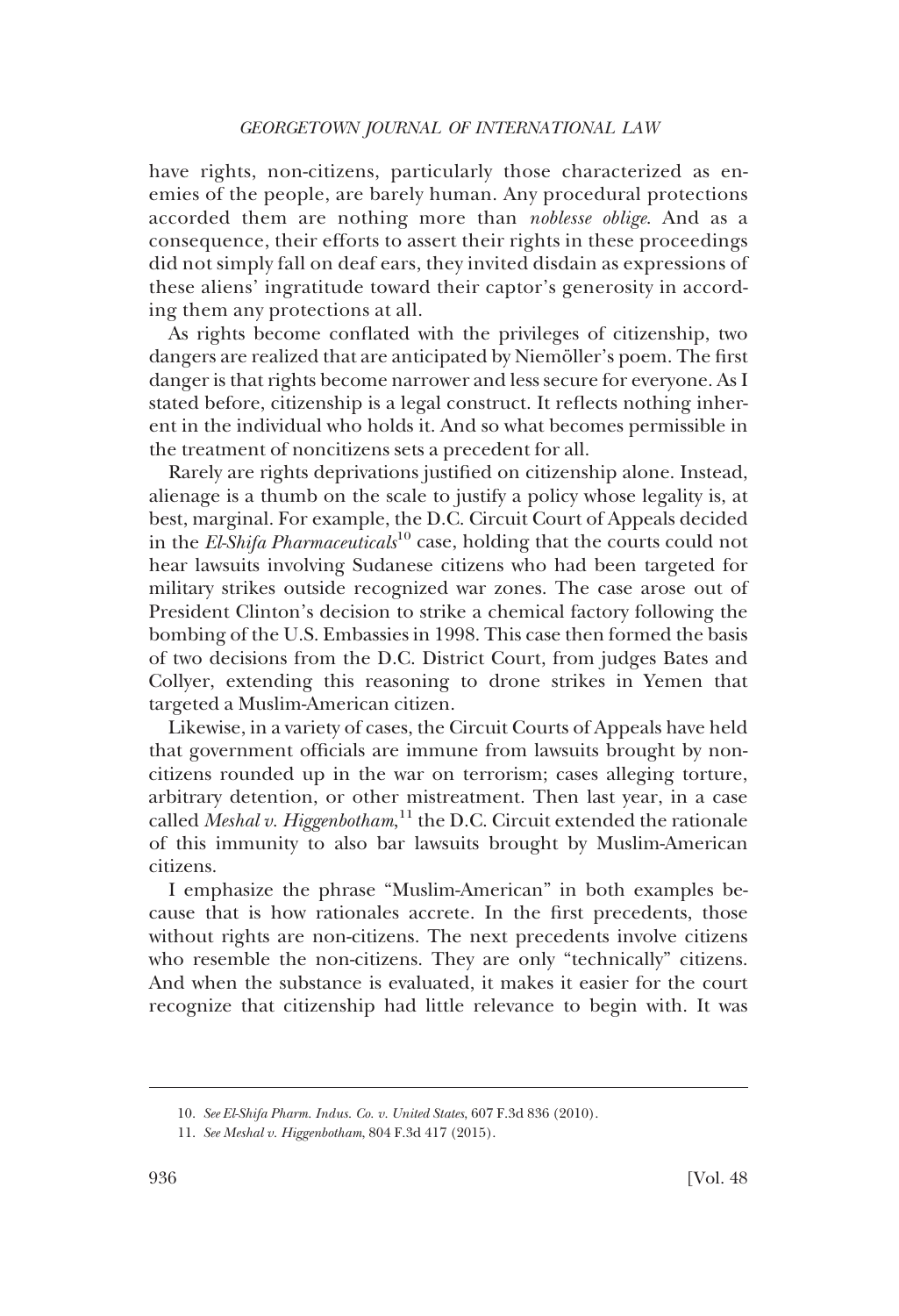have rights, non-citizens, particularly those characterized as enemies of the people, are barely human. Any procedural protections accorded them are nothing more than *noblesse oblige*. And as a consequence, their efforts to assert their rights in these proceedings did not simply fall on deaf ears, they invited disdain as expressions of these aliens' ingratitude toward their captor's generosity in according them any protections at all.

As rights become conflated with the privileges of citizenship, two dangers are realized that are anticipated by Niemöller's poem. The first danger is that rights become narrower and less secure for everyone. As I stated before, citizenship is a legal construct. It reflects nothing inherent in the individual who holds it. And so what becomes permissible in the treatment of noncitizens sets a precedent for all.

Rarely are rights deprivations justified on citizenship alone. Instead, alienage is a thumb on the scale to justify a policy whose legality is, at best, marginal. For example, the D.C. Circuit Court of Appeals decided in the *El-Shifa Pharmaceuticals*[10] case, holding that the courts could not hear lawsuits involving Sudanese citizens who had been targeted for military strikes outside recognized war zones. The case arose out of President Clinton's decision to strike a chemical factory following the bombing of the U.S. Embassies in 1998. This case then formed the basis of two decisions from the D.C. District Court, from judges Bates and Collyer, extending this reasoning to drone strikes in Yemen that targeted a Muslim-American citizen.

Likewise, in a variety of cases, the Circuit Courts of Appeals have held that government officials are immune from lawsuits brought by non-citizens rounded up in the war on terrorism; cases alleging torture, arbitrary detention, or other mistreatment. Then last year, in a case called *Meshal v. Higgenbotham*,[11] the D.C. Circuit extended the rationale of this immunity to also bar lawsuits brought by Muslim-American citizens.

I emphasize the phrase "Muslim-American" in both examples because that is how rationales accrete. In the first precedents, those without rights are non-citizens. The next precedents involve citizens who resemble the non-citizens. They are only "technically" citizens. And when the substance is evaluated, it makes it easier for the court recognize that citizenship had little relevance to begin with. It was

---

10. *See El-Shifa Pharm. Indus. Co. v. United States*, 607 F.3d 836 (2010).

11. *See Meshal v. Higgenbotham*, 804 F.3d 417 (2015).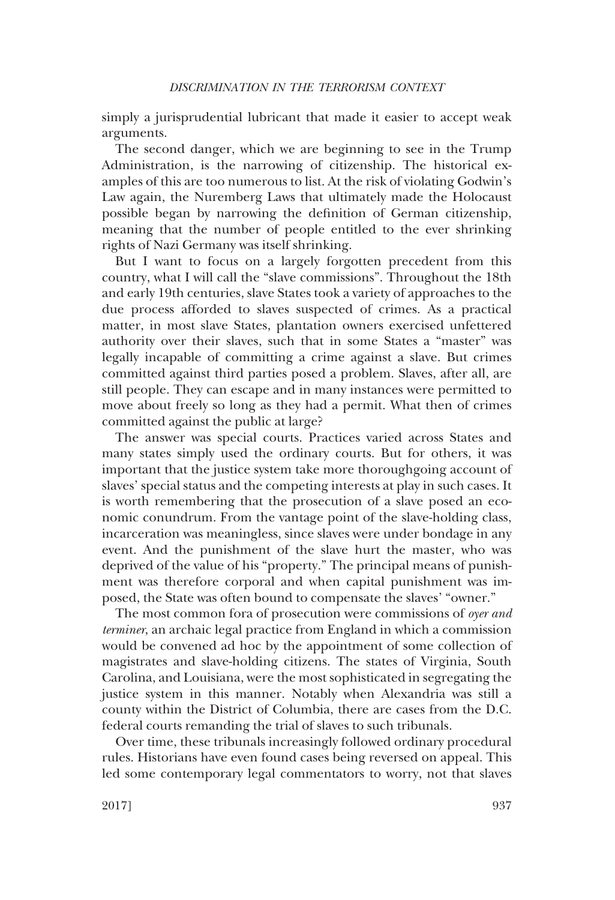simply a jurisprudential lubricant that made it easier to accept weak arguments.

The second danger, which we are beginning to see in the Trump Administration, is the narrowing of citizenship. The historical examples of this are too numerous to list. At the risk of violating Godwin's Law again, the Nuremberg Laws that ultimately made the Holocaust possible began by narrowing the definition of German citizenship, meaning that the number of people entitled to the ever shrinking rights of Nazi Germany was itself shrinking.

But I want to focus on a largely forgotten precedent from this country, what I will call the "slave commissions". Throughout the 18th and early 19th centuries, slave States took a variety of approaches to the due process afforded to slaves suspected of crimes. As a practical matter, in most slave States, plantation owners exercised unfettered authority over their slaves, such that in some States a "master" was legally incapable of committing a crime against a slave. But crimes committed against third parties posed a problem. Slaves, after all, are still people. They can escape and in many instances were permitted to move about freely so long as they had a permit. What then of crimes committed against the public at large?

The answer was special courts. Practices varied across States and many states simply used the ordinary courts. But for others, it was important that the justice system take more thoroughgoing account of slaves' special status and the competing interests at play in such cases. It is worth remembering that the prosecution of a slave posed an economic conundrum. From the vantage point of the slave-holding class, incarceration was meaningless, since slaves were under bondage in any event. And the punishment of the slave hurt the master, who was deprived of the value of his "property." The principal means of punishment was therefore corporal and when capital punishment was imposed, the State was often bound to compensate the slaves' "owner."

The most common fora of prosecution were commissions of *oyer and terminer*, an archaic legal practice from England in which a commission would be convened ad hoc by the appointment of some collection of magistrates and slave-holding citizens. The states of Virginia, South Carolina, and Louisiana, were the most sophisticated in segregating the justice system in this manner. Notably when Alexandria was still a county within the District of Columbia, there are cases from the D.C. federal courts remanding the trial of slaves to such tribunals.

Over time, these tribunals increasingly followed ordinary procedural rules. Historians have even found cases being reversed on appeal. This led some contemporary legal commentators to worry, not that slaves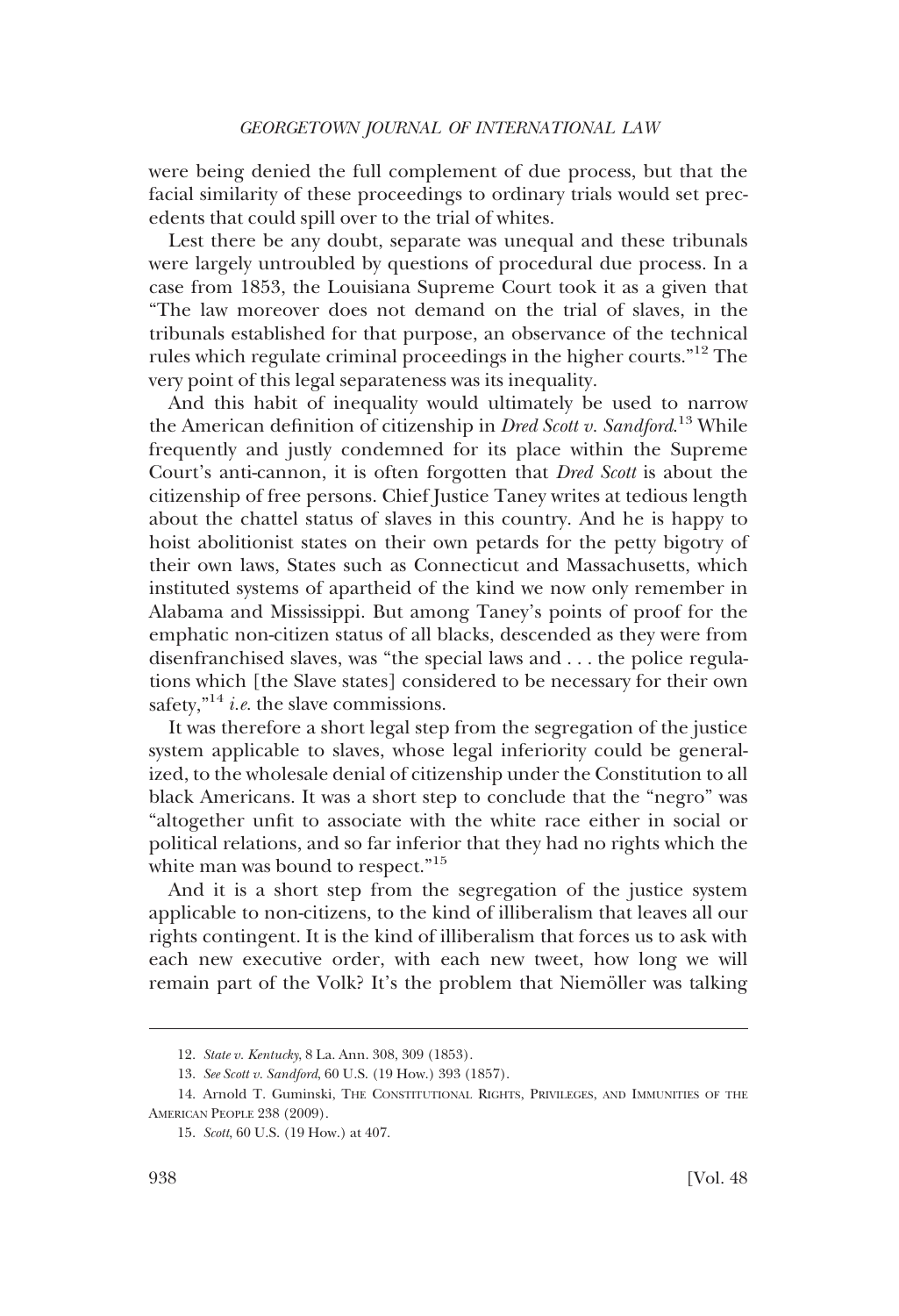were being denied the full complement of due process, but that the facial similarity of these proceedings to ordinary trials would set precedents that could spill over to the trial of whites.

Lest there be any doubt, separate was unequal and these tribunals were largely untroubled by questions of procedural due process. In a case from 1853, the Louisiana Supreme Court took it as a given that "The law moreover does not demand on the trial of slaves, in the tribunals established for that purpose, an observance of the technical rules which regulate criminal proceedings in the higher courts."[12] The very point of this legal separateness was its inequality.

And this habit of inequality would ultimately be used to narrow the American definition of citizenship in *Dred Scott v. Sandford*.[13] While frequently and justly condemned for its place within the Supreme Court's anti-cannon, it is often forgotten that *Dred Scott* is about the citizenship of free persons. Chief Justice Taney writes at tedious length about the chattel status of slaves in this country. And he is happy to hoist abolitionist states on their own petards for the petty bigotry of their own laws, States such as Connecticut and Massachusetts, which instituted systems of apartheid of the kind we now only remember in Alabama and Mississippi. But among Taney's points of proof for the emphatic non-citizen status of all blacks, descended as they were from disenfranchised slaves, was "the special laws and . . . the police regulations which [the Slave states] considered to be necessary for their own safety,"[14] *i.e.* the slave commissions.

It was therefore a short legal step from the segregation of the justice system applicable to slaves, whose legal inferiority could be generalized, to the wholesale denial of citizenship under the Constitution to all black Americans. It was a short step to conclude that the "negro" was "altogether unfit to associate with the white race either in social or political relations, and so far inferior that they had no rights which the white man was bound to respect."[15]

And it is a short step from the segregation of the justice system applicable to non-citizens, to the kind of illiberalism that leaves all our rights contingent. It is the kind of illiberalism that forces us to ask with each new executive order, with each new tweet, how long we will remain part of the Volk? It's the problem that Niemöller was talking

---

12. *State v. Kentucky*, 8 La. Ann. 308, 309 (1853).

13. *See Scott v. Sandford*, 60 U.S. (19 How.) 393 (1857).

14. Arnold T. Guminski, The Constitutional Rights, Privileges, and Immunities of the American People 238 (2009).

15. *Scott*, 60 U.S. (19 How.) at 407.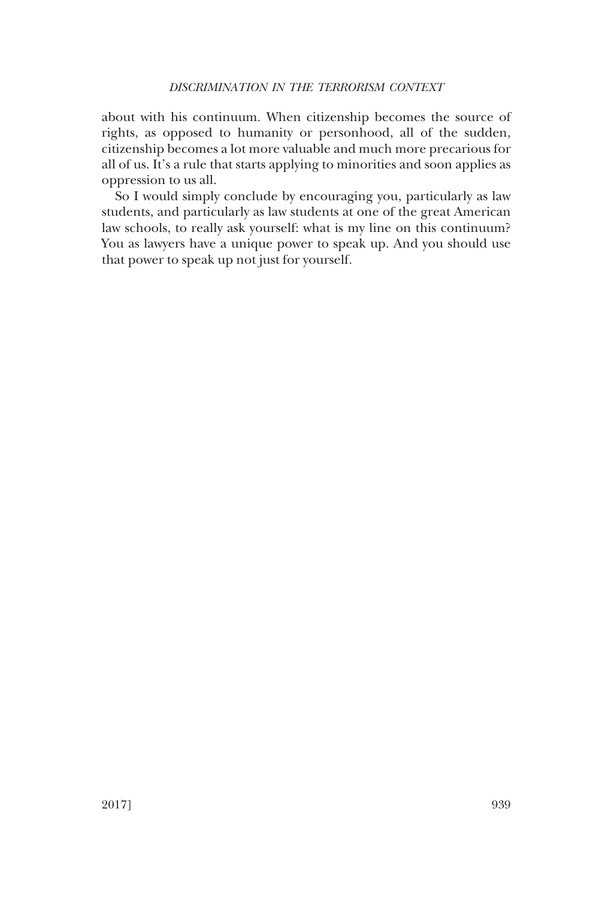about with his continuum. When citizenship becomes the source of rights, as opposed to humanity or personhood, all of the sudden, citizenship becomes a lot more valuable and much more precarious for all of us. It's a rule that starts applying to minorities and soon applies as oppression to us all.

So I would simply conclude by encouraging you, particularly as law students, and particularly as law students at one of the great American law schools, to really ask yourself: what is my line on this continuum? You as lawyers have a unique power to speak up. And you should use that power to speak up not just for yourself.